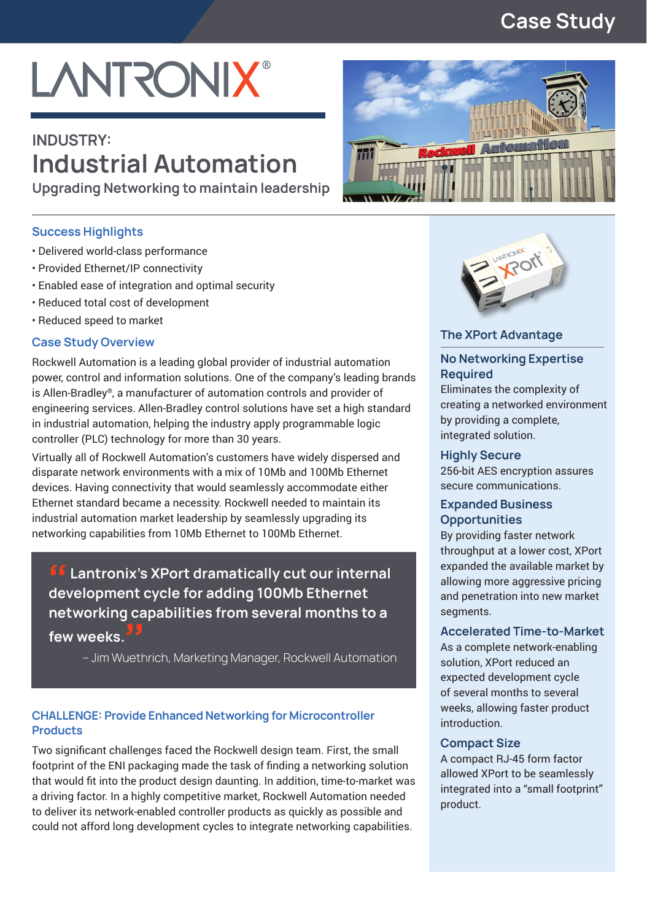# Case Study

LANTRONIX®

## INDUSTRY:
# Industrial Automation

Upgrading Networking to maintain leadership

### Success Highlights

- Delivered world-class performance
- Provided Ethernet/IP connectivity
- Enabled ease of integration and optimal security
- Reduced total cost of development
- Reduced speed to market

### Case Study Overview

Rockwell Automation is a leading global provider of industrial automation power, control and information solutions. One of the company's leading brands is Allen-Bradley®, a manufacturer of automation controls and provider of engineering services. Allen-Bradley control solutions have set a high standard in industrial automation, helping the industry apply programmable logic controller (PLC) technology for more than 30 years.

Virtually all of Rockwell Automation's customers have widely dispersed and disparate network environments with a mix of 10Mb and 100Mb Ethernet devices. Having connectivity that would seamlessly accommodate either Ethernet standard became a necessity. Rockwell needed to maintain its industrial automation market leadership by seamlessly upgrading its networking capabilities from 10Mb Ethernet to 100Mb Ethernet.

> **"Lantronix's XPort dramatically cut our internal development cycle for adding 100Mb Ethernet networking capabilities from several months to a few weeks."**
>
> – Jim Wuethrich, Marketing Manager, Rockwell Automation

### CHALLENGE: Provide Enhanced Networking for Microcontroller Products

Two significant challenges faced the Rockwell design team. First, the small footprint of the ENI packaging made the task of finding a networking solution that would fit into the product design daunting. In addition, time-to-market was a driving factor. In a highly competitive market, Rockwell Automation needed to deliver its network-enabled controller products as quickly as possible and could not afford long development cycles to integrate networking capabilities.

### The XPort Advantage

#### No Networking Expertise Required

Eliminates the complexity of creating a networked environment by providing a complete, integrated solution.

#### Highly Secure

256-bit AES encryption assures secure communications.

#### Expanded Business Opportunities

By providing faster network throughput at a lower cost, XPort expanded the available market by allowing more aggressive pricing and penetration into new market segments.

#### Accelerated Time-to-Market

As a complete network-enabling solution, XPort reduced an expected development cycle of several months to several weeks, allowing faster product introduction.

#### Compact Size

A compact RJ-45 form factor allowed XPort to be seamlessly integrated into a "small footprint" product.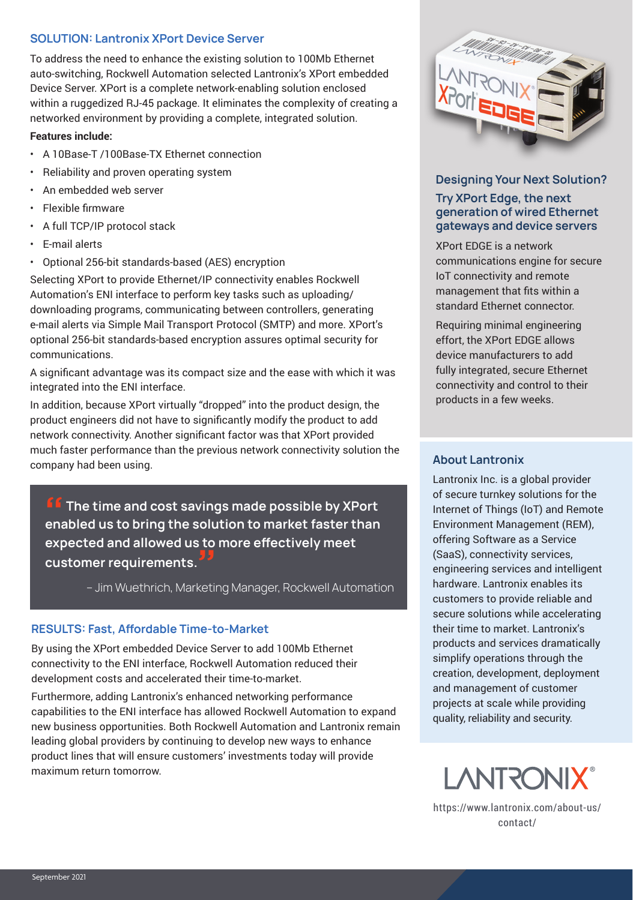## SOLUTION: Lantronix XPort Device Server

To address the need to enhance the existing solution to 100Mb Ethernet auto-switching, Rockwell Automation selected Lantronix's XPort embedded Device Server. XPort is a complete network-enabling solution enclosed within a ruggedized RJ-45 package. It eliminates the complexity of creating a networked environment by providing a complete, integrated solution.

**Features include:**

- A 10Base-T /100Base-TX Ethernet connection
- Reliability and proven operating system
- An embedded web server
- Flexible firmware
- A full TCP/IP protocol stack
- E-mail alerts
- Optional 256-bit standards-based (AES) encryption

Selecting XPort to provide Ethernet/IP connectivity enables Rockwell Automation's ENI interface to perform key tasks such as uploading/downloading programs, communicating between controllers, generating e-mail alerts via Simple Mail Transport Protocol (SMTP) and more. XPort's optional 256-bit standards-based encryption assures optimal security for communications.

A significant advantage was its compact size and the ease with which it was integrated into the ENI interface.

In addition, because XPort virtually "dropped" into the product design, the product engineers did not have to significantly modify the product to add network connectivity. Another significant factor was that XPort provided much faster performance than the previous network connectivity solution the company had been using.

> **"The time and cost savings made possible by XPort enabled us to bring the solution to market faster than expected and allowed us to more effectively meet customer requirements."**
>
> – Jim Wuethrich, Marketing Manager, Rockwell Automation

## RESULTS: Fast, Affordable Time-to-Market

By using the XPort embedded Device Server to add 100Mb Ethernet connectivity to the ENI interface, Rockwell Automation reduced their development costs and accelerated their time-to-market.

Furthermore, adding Lantronix's enhanced networking performance capabilities to the ENI interface has allowed Rockwell Automation to expand new business opportunities. Both Rockwell Automation and Lantronix remain leading global providers by continuing to develop new ways to enhance product lines that will ensure customers' investments today will provide maximum return tomorrow.

### Designing Your Next Solution?

### Try XPort Edge, the next generation of wired Ethernet gateways and device servers

XPort EDGE is a network communications engine for secure IoT connectivity and remote management that fits within a standard Ethernet connector.

Requiring minimal engineering effort, the XPort EDGE allows device manufacturers to add fully integrated, secure Ethernet connectivity and control to their products in a few weeks.

### About Lantronix

Lantronix Inc. is a global provider of secure turnkey solutions for the Internet of Things (IoT) and Remote Environment Management (REM), offering Software as a Service (SaaS), connectivity services, engineering services and intelligent hardware. Lantronix enables its customers to provide reliable and secure solutions while accelerating their time to market. Lantronix's products and services dramatically simplify operations through the creation, development, deployment and management of customer projects at scale while providing quality, reliability and security.

LANTRONIX®

https://www.lantronix.com/about-us/contact/

September 2021